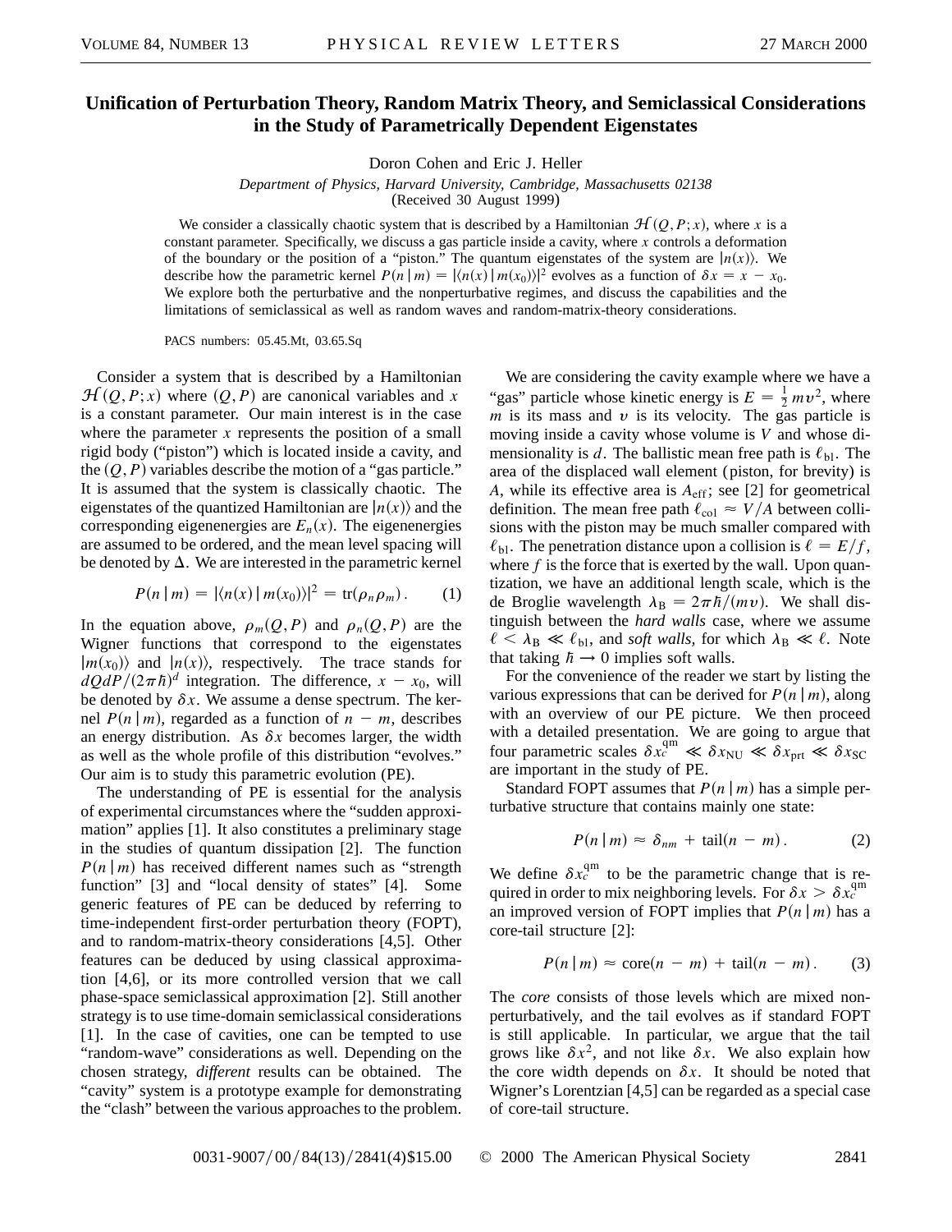# Unification of Perturbation Theory, Random Matrix Theory, and Semiclassical Considerations in the Study of Parametrically Dependent Eigenstates

Doron Cohen and Eric J. Heller

*Department of Physics, Harvard University, Cambridge, Massachusetts 02138*

(Received 30 August 1999)

We consider a classically chaotic system that is described by a Hamiltonian $\mathcal{H}(Q, P; x)$, where $x$ is a constant parameter. Specifically, we discuss a gas particle inside a cavity, where $x$ controls a deformation of the boundary or the position of a "piston." The quantum eigenstates of the system are $|n(x)\rangle$. We describe how the parametric kernel $P(n \mid m) = |\langle n(x) \mid m(x_0)\rangle|^2$ evolves as a function of $\delta x = x - x_0$. We explore both the perturbative and the nonperturbative regimes, and discuss the capabilities and the limitations of semiclassical as well as random waves and random-matrix-theory considerations.

PACS numbers: 05.45.Mt, 03.65.Sq

Consider a system that is described by a Hamiltonian $\mathcal{H}(Q, P; x)$ where $(Q, P)$ are canonical variables and $x$ is a constant parameter. Our main interest is in the case where the parameter $x$ represents the position of a small rigid body ("piston") which is located inside a cavity, and the $(Q, P)$ variables describe the motion of a "gas particle." It is assumed that the system is classically chaotic. The eigenstates of the quantized Hamiltonian are $|n(x)\rangle$ and the corresponding eigenenergies are $E_n(x)$. The eigenenergies are assumed to be ordered, and the mean level spacing will be denoted by $\Delta$. We are interested in the parametric kernel

$$P(n \mid m) = |\langle n(x) \mid m(x_0)\rangle|^2 = \mathrm{tr}(\rho_n \rho_m). \qquad (1)$$

In the equation above, $\rho_m(Q, P)$ and $\rho_n(Q, P)$ are the Wigner functions that correspond to the eigenstates $|m(x_0)\rangle$ and $|n(x)\rangle$, respectively. The trace stands for $dQdP/(2\pi\hbar)^d$ integration. The difference, $x - x_0$, will be denoted by $\delta x$. We assume a dense spectrum. The kernel $P(n \mid m)$, regarded as a function of $n - m$, describes an energy distribution. As $\delta x$ becomes larger, the width as well as the whole profile of this distribution "evolves." Our aim is to study this parametric evolution (PE).

The understanding of PE is essential for the analysis of experimental circumstances where the "sudden approximation" applies [1]. It also constitutes a preliminary stage in the studies of quantum dissipation [2]. The function $P(n \mid m)$ has received different names such as "strength function" [3] and "local density of states" [4]. Some generic features of PE can be deduced by referring to time-independent first-order perturbation theory (FOPT), and to random-matrix-theory considerations [4,5]. Other features can be deduced by using classical approximation [4,6], or its more controlled version that we call phase-space semiclassical approximation [2]. Still another strategy is to use time-domain semiclassical considerations [1]. In the case of cavities, one can be tempted to use "random-wave" considerations as well. Depending on the chosen strategy, *different* results can be obtained. The "cavity" system is a prototype example for demonstrating the "clash" between the various approaches to the problem.

We are considering the cavity example where we have a "gas" particle whose kinetic energy is $E = \frac{1}{2} m v^2$, where $m$ is its mass and $v$ is its velocity. The gas particle is moving inside a cavity whose volume is $V$ and whose dimensionality is $d$. The ballistic mean free path is $\ell_{\mathrm{bl}}$. The area of the displaced wall element (piston, for brevity) is $A$, while its effective area is $A_{\mathrm{eff}}$; see [2] for geometrical definition. The mean free path $\ell_{\mathrm{col}} \approx V/A$ between collisions with the piston may be much smaller compared with $\ell_{\mathrm{bl}}$. The penetration distance upon a collision is $\ell = E/f$, where $f$ is the force that is exerted by the wall. Upon quantization, we have an additional length scale, which is the de Broglie wavelength $\lambda_{\mathrm{B}} = 2\pi\hbar/(mv)$. We shall distinguish between the *hard walls* case, where we assume $\ell < \lambda_{\mathrm{B}} \ll \ell_{\mathrm{bl}}$, and *soft walls*, for which $\lambda_{\mathrm{B}} \ll \ell$. Note that taking $\hbar \to 0$ implies soft walls.

For the convenience of the reader we start by listing the various expressions that can be derived for $P(n \mid m)$, along with an overview of our PE picture. We then proceed with a detailed presentation. We are going to argue that four parametric scales $\delta x_c^{\mathrm{qm}} \ll \delta x_{\mathrm{NU}} \ll \delta x_{\mathrm{prt}} \ll \delta x_{\mathrm{SC}}$ are important in the study of PE.

Standard FOPT assumes that $P(n \mid m)$ has a simple perturbative structure that contains mainly one state:

$$P(n \mid m) \approx \delta_{nm} + \mathrm{tail}(n - m). \qquad (2)$$

We define $\delta x_c^{\mathrm{qm}}$ to be the parametric change that is required in order to mix neighboring levels. For $\delta x > \delta x_c^{\mathrm{qm}}$ an improved version of FOPT implies that $P(n \mid m)$ has a core-tail structure [2]:

$$P(n \mid m) \approx \mathrm{core}(n - m) + \mathrm{tail}(n - m). \qquad (3)$$

The *core* consists of those levels which are mixed nonperturbatively, and the tail evolves as if standard FOPT is still applicable. In particular, we argue that the tail grows like $\delta x^2$, and not like $\delta x$. We also explain how the core width depends on $\delta x$. It should be noted that Wigner's Lorentzian [4,5] can be regarded as a special case of core-tail structure.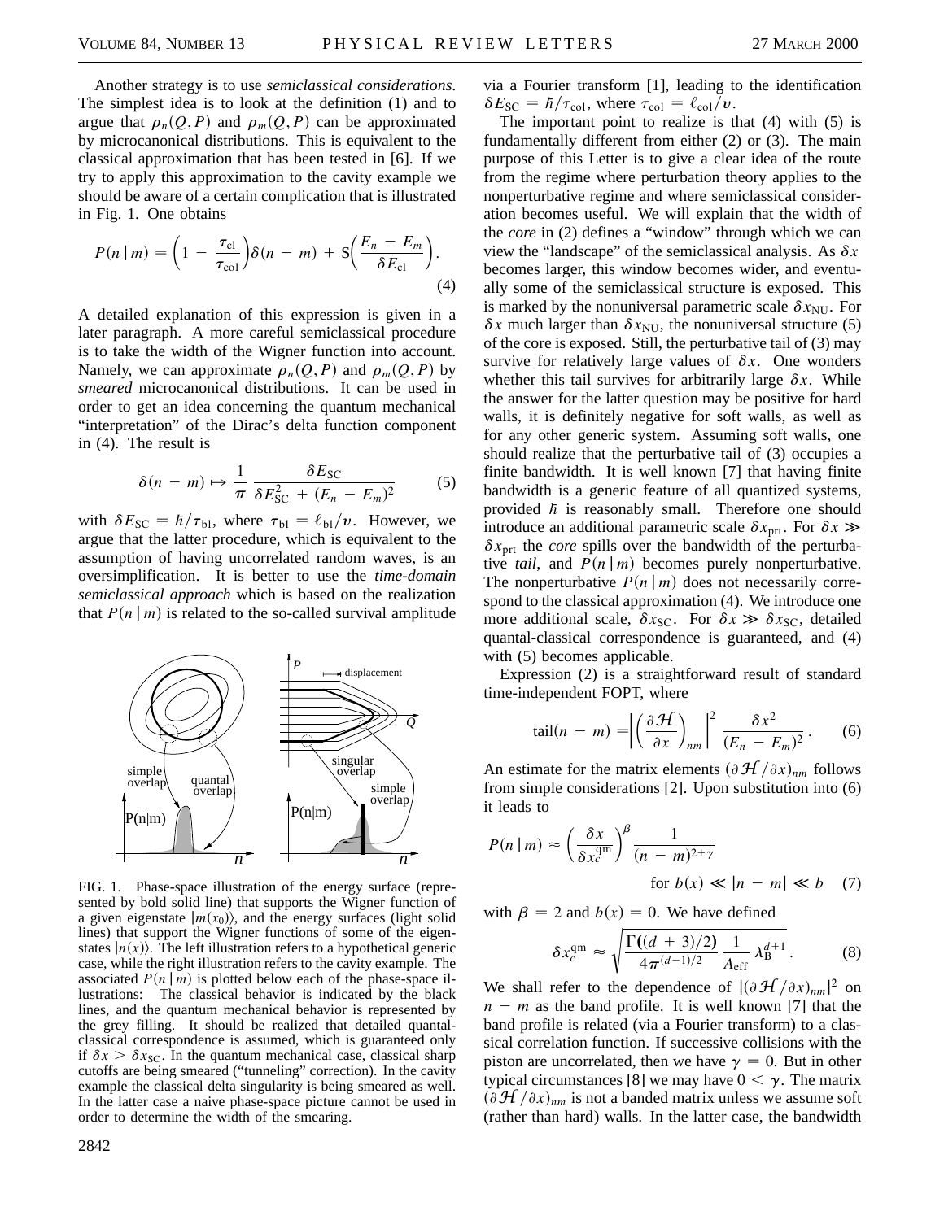Another strategy is to use *semiclassical considerations*. The simplest idea is to look at the definition (1) and to argue that $\rho_n(Q,P)$ and $\rho_m(Q,P)$ can be approximated by microcanonical distributions. This is equivalent to the classical approximation that has been tested in [6]. If we try to apply this approximation to the cavity example we should be aware of a certain complication that is illustrated in Fig. 1. One obtains

$$P(n\,|\,m) = \left(1 - \frac{\tau_{\rm cl}}{\tau_{\rm col}}\right)\delta(n-m) + \mathrm{S}\left(\frac{E_n - E_m}{\delta E_{\rm cl}}\right). \tag{4}$$

A detailed explanation of this expression is given in a later paragraph. A more careful semiclassical procedure is to take the width of the Wigner function into account. Namely, we can approximate $\rho_n(Q,P)$ and $\rho_m(Q,P)$ by *smeared* microcanonical distributions. It can be used in order to get an idea concerning the quantum mechanical "interpretation" of the Dirac's delta function component in (4). The result is

$$\delta(n-m) \mapsto \frac{1}{\pi}\,\frac{\delta E_{\rm SC}}{\delta E_{\rm SC}^2 + (E_n - E_m)^2} \tag{5}$$

with $\delta E_{\rm SC} = \hbar/\tau_{\rm bl}$, where $\tau_{\rm bl} = \ell_{\rm bl}/v$. However, we argue that the latter procedure, which is equivalent to the assumption of having uncorrelated random waves, is an oversimplification. It is better to use the *time-domain semiclassical approach* which is based on the realization that $P(n\,|\,m)$ is related to the so-called survival amplitude via a Fourier transform [1], leading to the identification $\delta E_{\rm SC} = \hbar/\tau_{\rm col}$, where $\tau_{\rm col} = \ell_{\rm col}/v$.

FIG. 1. Phase-space illustration of the energy surface (represented by bold solid line) that supports the Wigner function of a given eigenstate $|m(x_0)\rangle$, and the energy surfaces (light solid lines) that support the Wigner functions of some of the eigenstates $|n(x)\rangle$. The left illustration refers to a hypothetical generic case, while the right illustration refers to the cavity example. The associated $P(n\,|\,m)$ is plotted below each of the phase-space illustrations: The classical behavior is indicated by the black lines, and the quantum mechanical behavior is represented by the grey filling. It should be realized that detailed quantal-classical correspondence is assumed, which is guaranteed only if $\delta x > \delta x_{\rm SC}$. In the quantum mechanical case, classical sharp cutoffs are being smeared ("tunneling" correction). In the cavity example the classical delta singularity is being smeared as well. In the latter case a naive phase-space picture cannot be used in order to determine the width of the smearing.

The important point to realize is that (4) with (5) is fundamentally different from either (2) or (3). The main purpose of this Letter is to give a clear idea of the route from the regime where perturbation theory applies to the nonperturbative regime and where semiclassical consideration becomes useful. We will explain that the width of the *core* in (2) defines a "window" through which we can view the "landscape" of the semiclassical analysis. As $\delta x$ becomes larger, this window becomes wider, and eventually some of the semiclassical structure is exposed. This is marked by the nonuniversal parametric scale $\delta x_{\rm NU}$. For $\delta x$ much larger than $\delta x_{\rm NU}$, the nonuniversal structure (5) of the core is exposed. Still, the perturbative tail of (3) may survive for relatively large values of $\delta x$. One wonders whether this tail survives for arbitrarily large $\delta x$. While the answer for the latter question may be positive for hard walls, it is definitely negative for soft walls, as well as for any other generic system. Assuming soft walls, one should realize that the perturbative tail of (3) occupies a finite bandwidth. It is well known [7] that having finite bandwidth is a generic feature of all quantized systems, provided $\hbar$ is reasonably small. Therefore one should introduce an additional parametric scale $\delta x_{\rm prt}$. For $\delta x \gg \delta x_{\rm prt}$ the *core* spills over the bandwidth of the perturbative *tail*, and $P(n\,|\,m)$ becomes purely nonperturbative. The nonperturbative $P(n\,|\,m)$ does not necessarily correspond to the classical approximation (4). We introduce one more additional scale, $\delta x_{\rm SC}$. For $\delta x \gg \delta x_{\rm SC}$, detailed quantal-classical correspondence is guaranteed, and (4) with (5) becomes applicable.

Expression (2) is a straightforward result of standard time-independent FOPT, where

$$\mathrm{tail}(n-m) = \left|\left(\frac{\partial \mathcal{H}}{\partial x}\right)_{nm}\right|^2 \frac{\delta x^2}{(E_n - E_m)^2}. \tag{6}$$

An estimate for the matrix elements $(\partial\mathcal{H}/\partial x)_{nm}$ follows from simple considerations [2]. Upon substitution into (6) it leads to

$$P(n\,|\,m) \approx \left(\frac{\delta x}{\delta x_c^{\rm qm}}\right)^{\beta} \frac{1}{(n-m)^{2+\gamma}} \qquad \text{for } b(x) \ll |n-m| \ll b \tag{7}$$

with $\beta = 2$ and $b(x) = 0$. We have defined

$$\delta x_c^{\rm qm} \approx \sqrt{\frac{\Gamma((d+3)/2)}{4\pi^{(d-1)/2}}\,\frac{1}{A_{\rm eff}}\,\lambda_{\rm B}^{d+1}}. \tag{8}$$

We shall refer to the dependence of $|(\partial\mathcal{H}/\partial x)_{nm}|^2$ on $n-m$ as the band profile. It is well known [7] that the band profile is related (via a Fourier transform) to a classical correlation function. If successive collisions with the piston are uncorrelated, then we have $\gamma = 0$. But in other typical circumstances [8] we may have $0 < \gamma$. The matrix $(\partial\mathcal{H}/\partial x)_{nm}$ is not a banded matrix unless we assume soft (rather than hard) walls. In the latter case, the bandwidth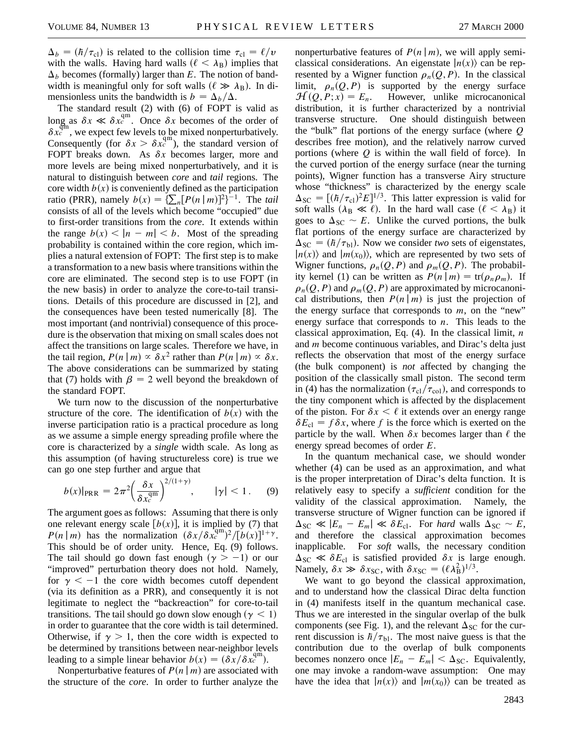$\Delta_b = (\hbar/\tau_{\rm cl})$ is related to the collision time $\tau_{\rm cl} = \ell/v$ with the walls. Having hard walls ($\ell < \lambda_{\rm B}$) implies that $\Delta_b$ becomes (formally) larger than $E$. The notion of bandwidth is meaningful only for soft walls ($\ell \gg \lambda_{\rm B}$). In dimensionless units the bandwidth is $b = \Delta_b/\Delta$.

The standard result (2) with (6) of FOPT is valid as long as $\delta x \ll \delta x_c^{\rm qm}$. Once $\delta x$ becomes of the order of $\delta x_c^{\rm qm}$, we expect few levels to be mixed nonperturbatively. Consequently (for $\delta x > \delta x_c^{\rm qm}$), the standard version of FOPT breaks down. As $\delta x$ becomes larger, more and more levels are being mixed nonperturbatively, and it is natural to distinguish between *core* and *tail* regions. The core width $b(x)$ is conveniently defined as the participation ratio (PRR), namely $b(x) = \{\sum_n [P(n\,|\,m)]^2\}^{-1}$. The *tail* consists of all of the levels which become "occupied" due to first-order transitions from the *core*. It extends within the range $b(x) < |n - m| < b$. Most of the spreading probability is contained within the core region, which implies a natural extension of FOPT: The first step is to make a transformation to a new basis where transitions within the core are eliminated. The second step is to use FOPT (in the new basis) in order to analyze the core-to-tail transitions. Details of this procedure are discussed in [2], and the consequences have been tested numerically [8]. The most important (and nontrivial) consequence of this procedure is the observation that mixing on small scales does not affect the transitions on large scales. Therefore we have, in the tail region, $P(n\,|\,m) \propto \delta x^2$ rather than $P(n\,|\,m) \propto \delta x$. The above considerations can be summarized by stating that (7) holds with $\beta = 2$ well beyond the breakdown of the standard FOPT.

We turn now to the discussion of the nonperturbative structure of the core. The identification of $b(x)$ with the inverse participation ratio is a practical procedure as long as we assume a simple energy spreading profile where the core is characterized by a *single* width scale. As long as this assumption (of having structureless core) is true we can go one step further and argue that

$$b(x)|_{\rm PRR} = 2\pi^2 \left(\frac{\delta x}{\delta x_c^{\rm qm}}\right)^{2/(1+\gamma)}, \qquad |\gamma| < 1\,. \tag{9}$$

The argument goes as follows: Assuming that there is only one relevant energy scale $[b(x)]$, it is implied by (7) that $P(n\,|\,m)$ has the normalization $(\delta x/\delta x_c^{\rm qm})^2/[b(x)]^{1+\gamma}$. This should be of order unity. Hence, Eq. (9) follows. The tail should go down fast enough ($\gamma > -1$) or our "improved" perturbation theory does not hold. Namely, for $\gamma < -1$ the core width becomes cutoff dependent (via its definition as a PRR), and consequently it is not legitimate to neglect the "backreaction" for core-to-tail transitions. The tail should go down slow enough ($\gamma < 1$) in order to guarantee that the core width is tail determined. Otherwise, if $\gamma > 1$, then the core width is expected to be determined by transitions between near-neighbor levels leading to a simple linear behavior $b(x) = (\delta x/\delta x_c^{\rm qm})$.

Nonperturbative features of $P(n\,|\,m)$ are associated with the structure of the *core*. In order to further analyze the nonperturbative features of $P(n\,|\,m)$, we will apply semiclassical considerations. An eigenstate $|n(x)\rangle$ can be represented by a Wigner function $\rho_n(Q,P)$. In the classical limit, $\rho_n(Q,P)$ is supported by the energy surface $\mathcal{H}(Q,P;x) = E_n$. However, unlike microcanonical distribution, it is further characterized by a nontrivial transverse structure. One should distinguish between the "bulk" flat portions of the energy surface (where $Q$ describes free motion), and the relatively narrow curved portions (where $Q$ is within the wall field of force). In the curved portion of the energy surface (near the turning points), Wigner function has a transverse Airy structure whose "thickness" is characterized by the energy scale $\Delta_{\rm SC} = [(\hbar/\tau_{\rm cl})^2 E]^{1/3}$. This latter expression is valid for soft walls ($\lambda_{\rm B} \ll \ell$). In the hard wall case ($\ell < \lambda_{\rm B}$) it goes to $\Delta_{\rm SC} \sim E$. Unlike the curved portions, the bulk flat portions of the energy surface are characterized by $\Delta_{\rm SC} = (\hbar/\tau_{\rm bl})$. Now we consider *two* sets of eigenstates, $|n(x)\rangle$ and $|m(x_0)\rangle$, which are represented by two sets of Wigner functions, $\rho_n(Q,P)$ and $\rho_m(Q,P)$. The probability kernel (1) can be written as $P(n\,|\,m) = {\rm tr}(\rho_n \rho_m)$. If $\rho_n(Q,P)$ and $\rho_m(Q,P)$ are approximated by microcanonical distributions, then $P(n\,|\,m)$ is just the projection of the energy surface that corresponds to $m$, on the "new" energy surface that corresponds to $n$. This leads to the classical approximation, Eq. (4). In the classical limit, $n$ and $m$ become continuous variables, and Dirac's delta just reflects the observation that most of the energy surface (the bulk component) is *not* affected by changing the position of the classically small piston. The second term in (4) has the normalization $(\tau_{\rm cl}/\tau_{\rm col})$, and corresponds to the tiny component which is affected by the displacement of the piston. For $\delta x < \ell$ it extends over an energy range $\delta E_{\rm cl} = f\,\delta x$, where $f$ is the force which is exerted on the particle by the wall. When $\delta x$ becomes larger than $\ell$ the energy spread becomes of order $E$.

In the quantum mechanical case, we should wonder whether (4) can be used as an approximation, and what is the proper interpretation of Dirac's delta function. It is relatively easy to specify a *sufficient* condition for the validity of the classical approximation. Namely, the transverse structure of Wigner function can be ignored if $\Delta_{\rm SC} \ll |E_n - E_m| \ll \delta E_{\rm cl}$. For *hard* walls $\Delta_{\rm SC} \sim E$, and therefore the classical approximation becomes inapplicable. For *soft* walls, the necessary condition $\Delta_{\rm SC} \ll \delta E_{\rm cl}$ is satisfied provided $\delta x$ is large enough. Namely, $\delta x \gg \delta x_{\rm SC}$, with $\delta x_{\rm SC} = (\ell \lambda_{\rm B}^2)^{1/3}$.

We want to go beyond the classical approximation, and to understand how the classical Dirac delta function in (4) manifests itself in the quantum mechanical case. Thus we are interested in the singular overlap of the bulk components (see Fig. 1), and the relevant $\Delta_{\rm SC}$ for the current discussion is $\hbar/\tau_{\rm bl}$. The most naive guess is that the contribution due to the overlap of bulk components becomes nonzero once $|E_n - E_m| < \Delta_{\rm SC}$. Equivalently, one may invoke a random-wave assumption: One may have the idea that $|n(x)\rangle$ and $|m(x_0)\rangle$ can be treated as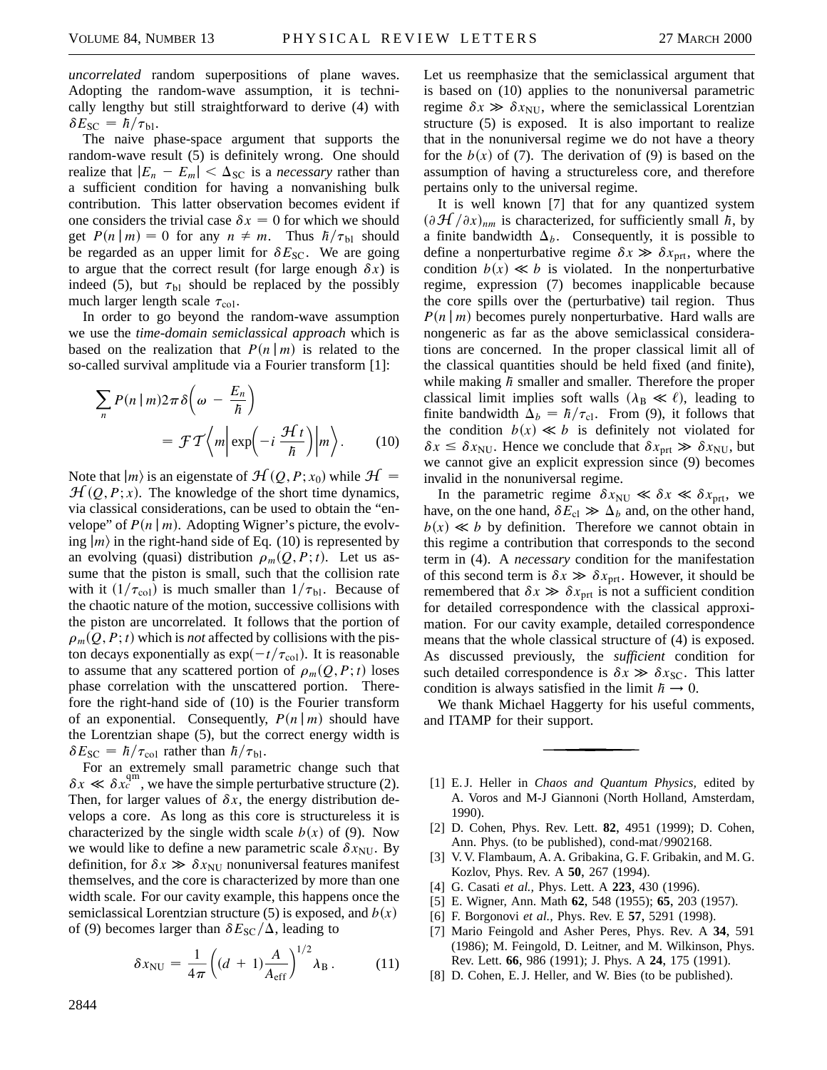*uncorrelated* random superpositions of plane waves. Adopting the random-wave assumption, it is technically lengthy but still straightforward to derive (4) with $\delta E_{\rm SC} = \hbar/\tau_{\rm bl}$.

The naive phase-space argument that supports the random-wave result (5) is definitely wrong. One should realize that $|E_n - E_m| < \Delta_{\rm SC}$ is a *necessary* rather than a sufficient condition for having a nonvanishing bulk contribution. This latter observation becomes evident if one considers the trivial case $\delta x = 0$ for which we should get $P(n|m) = 0$ for any $n \neq m$. Thus $\hbar/\tau_{\rm bl}$ should be regarded as an upper limit for $\delta E_{\rm SC}$. We are going to argue that the correct result (for large enough $\delta x$) is indeed (5), but $\tau_{\rm bl}$ should be replaced by the possibly much larger length scale $\tau_{\rm col}$.

In order to go beyond the random-wave assumption we use the *time-domain semiclassical approach* which is based on the realization that $P(n|m)$ is related to the so-called survival amplitude via a Fourier transform [1]:

$$\sum_n P(n|m) 2\pi \delta\left(\omega - \frac{E_n}{\hbar}\right) = \mathcal{FT}\left\langle m \left| \exp\left(-i\frac{\mathcal{H}t}{\hbar}\right) \right| m \right\rangle. \qquad (10)$$

Note that $|m\rangle$ is an eigenstate of $\mathcal{H}(Q,P;x_0)$ while $\mathcal{H} = \mathcal{H}(Q,P;x)$. The knowledge of the short time dynamics, via classical considerations, can be used to obtain the "envelope" of $P(n|m)$. Adopting Wigner's picture, the evolving $|m\rangle$ in the right-hand side of Eq. (10) is represented by an evolving (quasi) distribution $\rho_m(Q,P;t)$. Let us assume that the piston is small, such that the collision rate with it $(1/\tau_{\rm col})$ is much smaller than $1/\tau_{\rm bl}$. Because of the chaotic nature of the motion, successive collisions with the piston are uncorrelated. It follows that the portion of $\rho_m(Q,P;t)$ which is *not* affected by collisions with the piston decays exponentially as $\exp(-t/\tau_{\rm col})$. It is reasonable to assume that any scattered portion of $\rho_m(Q,P;t)$ loses phase correlation with the unscattered portion. Therefore the right-hand side of (10) is the Fourier transform of an exponential. Consequently, $P(n|m)$ should have the Lorentzian shape (5), but the correct energy width is $\delta E_{\rm SC} = \hbar/\tau_{\rm col}$ rather than $\hbar/\tau_{\rm bl}$.

For an extremely small parametric change such that $\delta x \ll \delta x_c^{\rm qm}$, we have the simple perturbative structure (2). Then, for larger values of $\delta x$, the energy distribution develops a core. As long as this core is structureless it is characterized by the single width scale $b(x)$ of (9). Now we would like to define a new parametric scale $\delta x_{\rm NU}$. By definition, for $\delta x \gg \delta x_{\rm NU}$ nonuniversal features manifest themselves, and the core is characterized by more than one width scale. For our cavity example, this happens once the semiclassical Lorentzian structure (5) is exposed, and $b(x)$ of (9) becomes larger than $\delta E_{\rm SC}/\Delta$, leading to

$$\delta x_{\rm NU} = \frac{1}{4\pi}\left((d+1)\frac{A}{A_{\rm eff}}\right)^{1/2} \lambda_{\rm B}. \qquad (11)$$

Let us reemphasize that the semiclassical argument that is based on (10) applies to the nonuniversal parametric regime $\delta x \gg \delta x_{\rm NU}$, where the semiclassical Lorentzian structure (5) is exposed. It is also important to realize that in the nonuniversal regime we do not have a theory for the $b(x)$ of (7). The derivation of (9) is based on the assumption of having a structureless core, and therefore pertains only to the universal regime.

It is well known [7] that for any quantized system $(\partial \mathcal{H}/\partial x)_{nm}$ is characterized, for sufficiently small $\hbar$, by a finite bandwidth $\Delta_b$. Consequently, it is possible to define a nonperturbative regime $\delta x \gg \delta x_{\rm prt}$, where the condition $b(x) \ll b$ is violated. In the nonperturbative regime, expression (7) becomes inapplicable because the core spills over the (perturbative) tail region. Thus $P(n|m)$ becomes purely nonperturbative. Hard walls are nongeneric as far as the above semiclassical considerations are concerned. In the proper classical limit all of the classical quantities should be held fixed (and finite), while making $\hbar$ smaller and smaller. Therefore the proper classical limit implies soft walls ($\lambda_{\rm B} \ll \ell$), leading to finite bandwidth $\Delta_b = \hbar/\tau_{\rm cl}$. From (9), it follows that the condition $b(x) \ll b$ is definitely not violated for $\delta x \leq \delta x_{\rm NU}$. Hence we conclude that $\delta x_{\rm prt} \gg \delta x_{\rm NU}$, but we cannot give an explicit expression since (9) becomes invalid in the nonuniversal regime.

In the parametric regime $\delta x_{\rm NU} \ll \delta x \ll \delta x_{\rm prt}$, we have, on the one hand, $\delta E_{\rm cl} \gg \Delta_b$ and, on the other hand, $b(x) \ll b$ by definition. Therefore we cannot obtain in this regime a contribution that corresponds to the second term in (4). A *necessary* condition for the manifestation of this second term is $\delta x \gg \delta x_{\rm prt}$. However, it should be remembered that $\delta x \gg \delta x_{\rm prt}$ is not a sufficient condition for detailed correspondence with the classical approximation. For our cavity example, detailed correspondence means that the whole classical structure of (4) is exposed. As discussed previously, the *sufficient* condition for such detailed correspondence is $\delta x \gg \delta x_{\rm SC}$. This latter condition is always satisfied in the limit $\hbar \to 0$.

We thank Michael Haggerty for his useful comments, and ITAMP for their support.

---

[1] E. J. Heller in *Chaos and Quantum Physics,* edited by A. Voros and M-J Giannoni (North Holland, Amsterdam, 1990).

[2] D. Cohen, Phys. Rev. Lett. **82**, 4951 (1999); D. Cohen, Ann. Phys. (to be published), cond-mat/9902168.

[3] V. V. Flambaum, A. A. Gribakina, G. F. Gribakin, and M. G. Kozlov, Phys. Rev. A **50**, 267 (1994).

[4] G. Casati *et al.,* Phys. Lett. A **223**, 430 (1996).

[5] E. Wigner, Ann. Math **62**, 548 (1955); **65**, 203 (1957).

[6] F. Borgonovi *et al.,* Phys. Rev. E **57**, 5291 (1998).

[7] Mario Feingold and Asher Peres, Phys. Rev. A **34**, 591 (1986); M. Feingold, D. Leitner, and M. Wilkinson, Phys. Rev. Lett. **66**, 986 (1991); J. Phys. A **24**, 175 (1991).

[8] D. Cohen, E. J. Heller, and W. Bies (to be published).